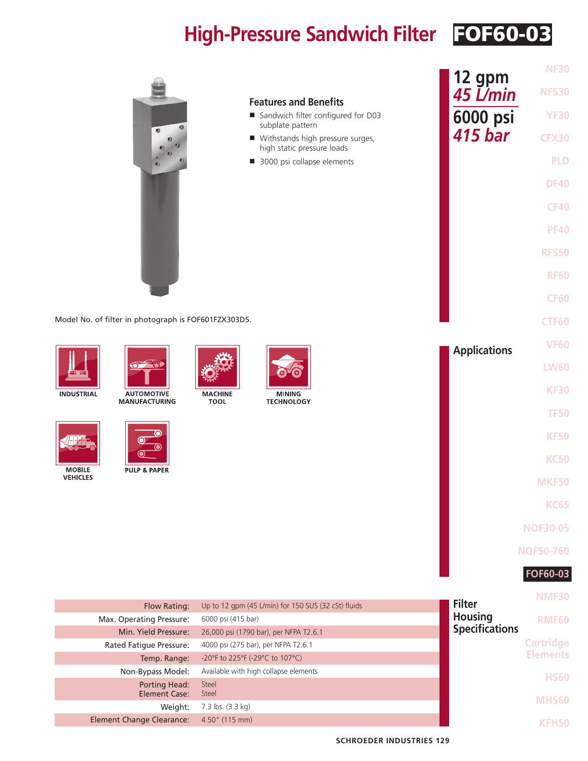# High-Pressure Sandwich Filter FOF60-03

**12 gpm**
*45 L/min*

**6000 psi**
*415 bar*

## Features and Benefits

- Sandwich filter configured for D03 subplate pattern
- Withstands high pressure surges, high static pressure loads
- 3000 psi collapse elements

Model No. of filter in photograph is FOF601FZX303D5.

## Applications

INDUSTRIAL

AUTOMOTIVE MANUFACTURING

MACHINE TOOL

MINING TECHNOLOGY

MOBILE VEHICLES

PULP & PAPER

## Filter Housing Specifications

| | |
|---|---|
| Flow Rating: | Up to 12 gpm (45 L/min) for 150 SUS (32 cSt) fluids |
| Max. Operating Pressure: | 6000 psi (415 bar) |
| Min. Yield Pressure: | 26,000 psi (1790 bar), per NFPA T2.6.1 |
| Rated Fatigue Pressure: | 4000 psi (275 bar), per NFPA T2.6.1 |
| Temp. Range: | -20°F to 225°F (-29°C to 107°C) |
| Non-Bypass Model: | Available with high collapse elements |
| Porting Head: Element Case: | Steel Steel |
| Weight: | 7.3 lbs. (3.3 kg) |
| Element Change Clearance: | 4.50" (115 mm) |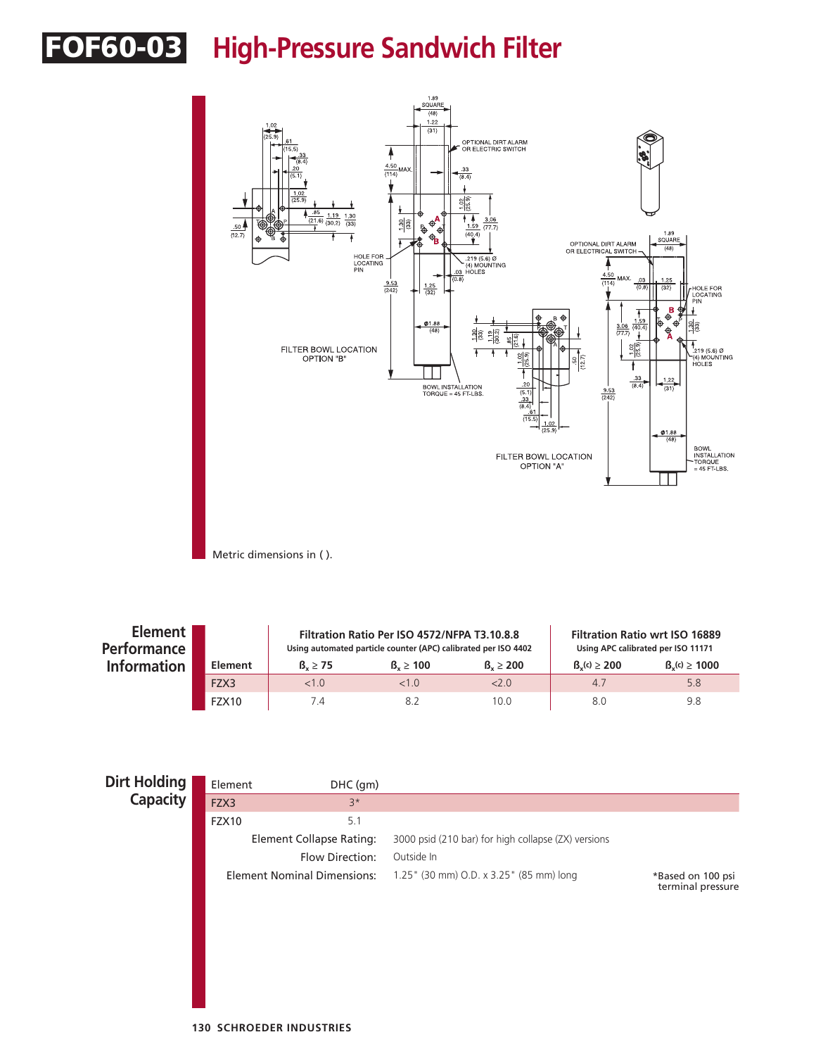# FOF60-03 High-Pressure Sandwich Filter

Metric dimensions in ( ).

## Element Performance Information

| Element | Filtration Ratio Per ISO 4572/NFPA T3.10.8.8 Using automated particle counter (APC) calibrated per ISO 4402 | | | Filtration Ratio wrt ISO 16889 Using APC calibrated per ISO 11171 | |
|---|---|---|---|---|---|
| | $\beta_x \geq 75$ | $\beta_x \geq 100$ | $\beta_x \geq 200$ | $\beta_x(c) \geq 200$ | $\beta_x(c) \geq 1000$ |
| FZX3 | <1.0 | <1.0 | <2.0 | 4.7 | 5.8 |
| FZX10 | 7.4 | 8.2 | 10.0 | 8.0 | 9.8 |

## Dirt Holding Capacity

| Element | DHC (gm) |
|---|---|
| FZX3 | 3* |
| FZX10 | 5.1 |

Element Collapse Rating: 3000 psid (210 bar) for high collapse (ZX) versions

Flow Direction: Outside In

Element Nominal Dimensions: 1.25" (30 mm) O.D. x 3.25" (85 mm) long

*Based on 100 psi terminal pressure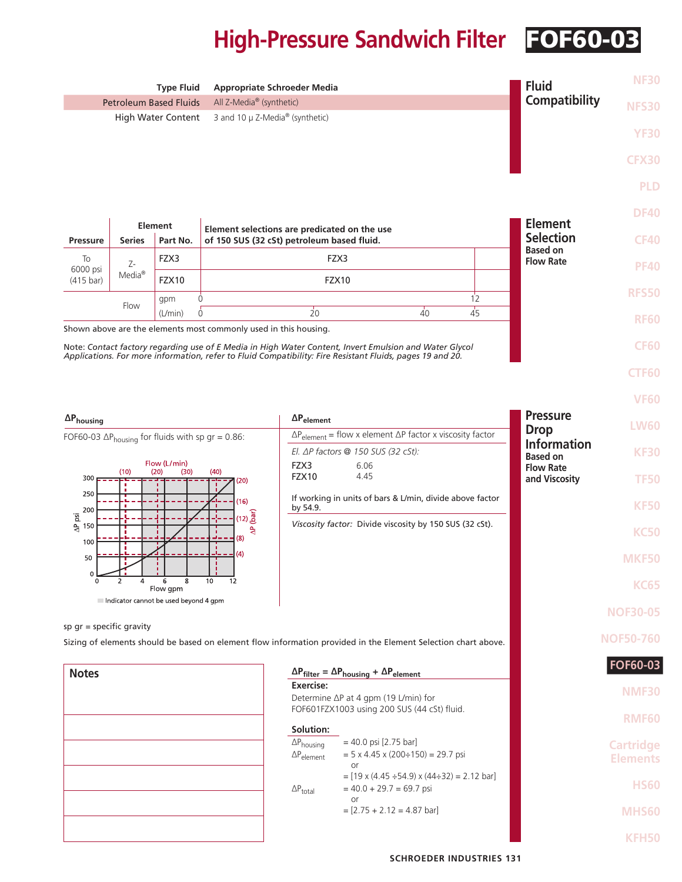# High-Pressure Sandwich Filter FOF60-03

## Fluid Compatibility

| Type Fluid | Appropriate Schroeder Media |
|---|---|
| Petroleum Based Fluids | All Z-Media® (synthetic) |
| High Water Content | 3 and 10 μ Z-Media® (synthetic) |

## Element Selection Based on Flow Rate

| Pressure | Element Series | Element Part No. | Element selections are predicated on the use of 150 SUS (32 cSt) petroleum based fluid. |
|---|---|---|---|
| To 6000 psi (415 bar) | Z-Media® | FZX3 | FZX3 |
| | | FZX10 | FZX10 |
| Flow | | gpm | 0 — 12 |
| | | (L/min) | 0 — 20 — 40 — 45 |

Shown above are the elements most commonly used in this housing.

Note: *Contact factory regarding use of E Media in High Water Content, Invert Emulsion and Water Glycol Applications. For more information, refer to Fluid Compatibility: Fire Resistant Fluids, pages 19 and 20.*

## Pressure Drop Information Based on Flow Rate and Viscosity

### $\Delta P_{housing}$

FOF60-03 $\Delta P_{housing}$ for fluids with sp gr = 0.86:

Indicator cannot be used beyond 4 gpm

### $\Delta P_{element}$

$\Delta P_{element}$ = flow x element $\Delta P$ factor x viscosity factor

*El. $\Delta P$ factors @ 150 SUS (32 cSt):*

| | |
|---|---|
| FZX3 | 6.06 |
| FZX10 | 4.45 |

If working in units of bars & L/min, divide above factor by 54.9.

*Viscosity factor:* Divide viscosity by 150 SUS (32 cSt).

sp gr = specific gravity

Sizing of elements should be based on element flow information provided in the Element Selection chart above.

### $\Delta P_{filter} = \Delta P_{housing} + \Delta P_{element}$

**Exercise:**

Determine $\Delta P$ at 4 gpm (19 L/min) for FOF601FZX1003 using 200 SUS (44 cSt) fluid.

**Solution:**

$\Delta P_{housing}$ = 40.0 psi [2.75 bar]

$\Delta P_{element}$ = 5 x 4.45 x (200÷150) = 29.7 psi
or
= [19 x (4.45 ÷54.9) x (44÷32) = 2.12 bar]

$\Delta P_{total}$ = 40.0 + 29.7 = 69.7 psi
or
= [2.75 + 2.12 = 4.87 bar]

## Notes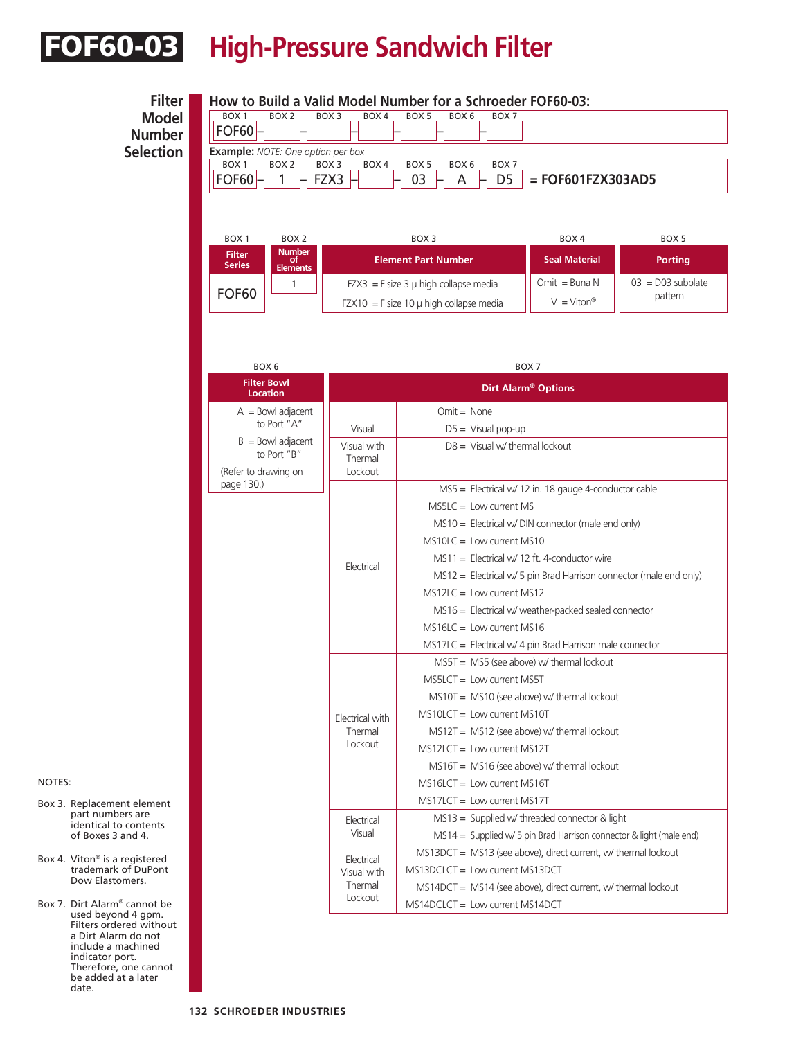# FOF60-03 High-Pressure Sandwich Filter

## Filter Model Number Selection

### How to Build a Valid Model Number for a Schroeder FOF60-03:

| BOX 1 | BOX 2 | BOX 3 | BOX 4 | BOX 5 | BOX 6 | BOX 7 |
|---|---|---|---|---|---|---|
| FOF60 | | | | | | |

**Example:** *NOTE: One option per box*

| BOX 1 | BOX 2 | BOX 3 | BOX 4 | BOX 5 | BOX 6 | BOX 7 | |
|---|---|---|---|---|---|---|---|
| FOF60 | 1 | FZX3 | | 03 | A | D5 | = FOF601FZX303AD5 |

| BOX 1 Filter Series | BOX 2 Number of Elements | BOX 3 Element Part Number | BOX 4 Seal Material | BOX 5 Porting |
|---|---|---|---|---|
| FOF60 | 1 | FZX3 = F size 3 μ high collapse media | Omit = Buna N | 03 = D03 subplate pattern |
| | | FZX10 = F size 10 μ high collapse media | V = Viton® | |

| BOX 6 Filter Bowl Location |
|---|
| A = Bowl adjacent to Port "A" |
| B = Bowl adjacent to Port "B" |
| (Refer to drawing on page 130.) |

| BOX 7 Dirt Alarm® Options | |
|---|---|
| | Omit = None |
| Visual | D5 = Visual pop-up |
| Visual with Thermal Lockout | D8 = Visual w/ thermal lockout |
| Electrical | MS5 = Electrical w/ 12 in. 18 gauge 4-conductor cable |
| | MS5LC = Low current MS |
| | MS10 = Electrical w/ DIN connector (male end only) |
| | MS10LC = Low current MS10 |
| | MS11 = Electrical w/ 12 ft. 4-conductor wire |
| | MS12 = Electrical w/ 5 pin Brad Harrison connector (male end only) |
| | MS12LC = Low current MS12 |
| | MS16 = Electrical w/ weather-packed sealed connector |
| | MS16LC = Low current MS16 |
| | MS17LC = Electrical w/ 4 pin Brad Harrison male connector |
| Electrical with Thermal Lockout | MS5T = MS5 (see above) w/ thermal lockout |
| | MS5LCT = Low current MS5T |
| | MS10T = MS10 (see above) w/ thermal lockout |
| | MS10LCT = Low current MS10T |
| | MS12T = MS12 (see above) w/ thermal lockout |
| | MS12LCT = Low current MS12T |
| | MS16T = MS16 (see above) w/ thermal lockout |
| | MS16LCT = Low current MS16T |
| | MS17LCT = Low current MS17T |
| Electrical Visual | MS13 = Supplied w/ threaded connector & light |
| | MS14 = Supplied w/ 5 pin Brad Harrison connector & light (male end) |
| Electrical Visual with Thermal Lockout | MS13DCT = MS13 (see above), direct current, w/ thermal lockout |
| | MS13DCLCT = Low current MS13DCT |
| | MS14DCT = MS14 (see above), direct current, w/ thermal lockout |
| | MS14DCLCT = Low current MS14DCT |

NOTES:

Box 3. Replacement element part numbers are identical to contents of Boxes 3 and 4.

Box 4. Viton® is a registered trademark of DuPont Dow Elastomers.

Box 7. Dirt Alarm® cannot be used beyond 4 gpm. Filters ordered without a Dirt Alarm do not include a machined indicator port. Therefore, one cannot be added at a later date.